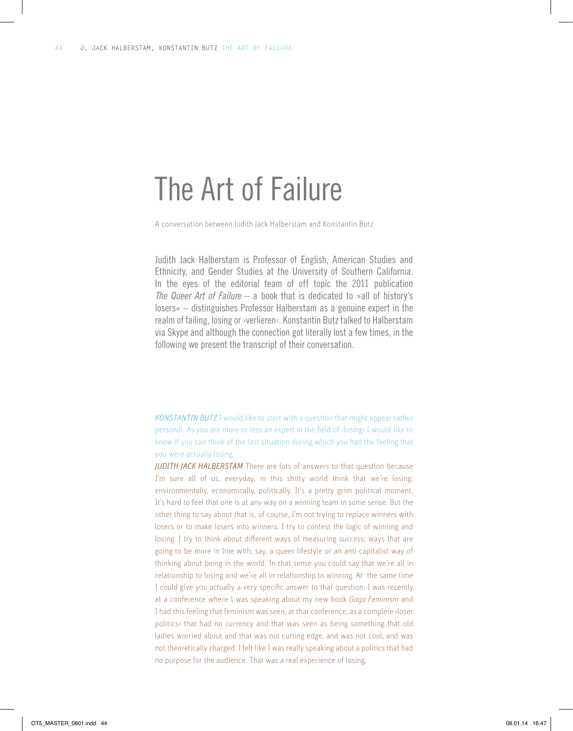# The Art of Failure

A conversation between Judith Jack Halberstam and Konstantin Butz

Judith Jack Halberstam is Professor of English, American Studies and Ethnicity, and Gender Studies at the University of Southern California. In the eyes of the editorial team of off topic the 2011 publication *The Queer Art of Failure* – a book that is dedicated to »all of history's losers« – distinguishes Professor Halberstam as a genuine expert in the realm of failing, losing or ›verlieren‹. Konstantin Butz talked to Halberstam via Skype and although the connection got literally lost a few times, in the following we present the transcript of their conversation.

*KONSTANTIN BUTZ* I would like to start with a question that might appear rather personal. As you are more or less an expert in the field of ›losing‹ I would like to know if you can think of the last situation during which you had the feeling that you were actually losing.

*JUDITH JACK HALBERSTAM* There are lots of answers to that question because I'm sure all of us, everyday, in this shitty world think that we're losing: environmentally, economically, politically. It's a pretty grim political moment. It's hard to feel that one is at any way on a winning team in some sense. But the other thing to say about that is, of course, I'm not trying to replace winners with losers or to make losers into winners. I try to contest the logic of winning and losing. I try to think about different ways of measuring success; ways that are going to be more in line with, say, a queer lifestyle or an anti-capitalist way of thinking about being in the world. In that sense you could say that we're all in relationship to losing and we're all in relationship to winning. At the same time I could give you actually a very specific answer to that question: I was recently at a conference where I was speaking about my new book *Gaga Feminism* and I had this feeling that feminism was seen, at that conference, as a complete ›loser politics‹ that had no currency and that was seen as being something that old ladies worried about and that was not cutting edge, and was not cool, and was not theoretically charged. I felt like I was really speaking about a politics that had no purpose for the audience. That was a real experience of losing.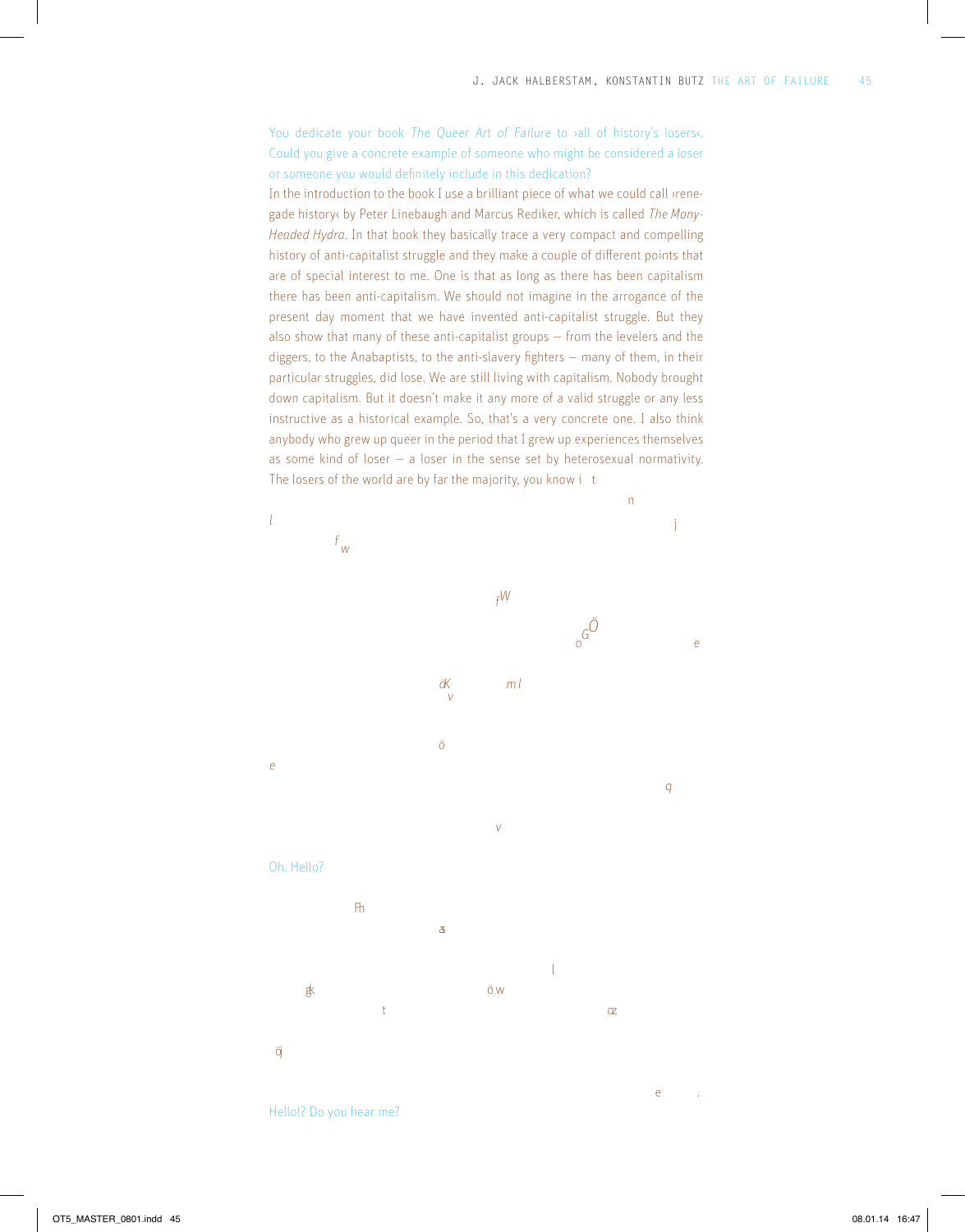You dedicate your book *The Queer Art of Failure* to ›all of history's losers‹. Could you give a concrete example of someone who might be considered a loser or someone you would definitely include in this dedication?

In the introduction to the book I use a brilliant piece of what we could call ›renegade history‹ by Peter Linebaugh and Marcus Rediker, which is called *The Many-Headed Hydra*. In that book they basically trace a very compact and compelling history of anti-capitalist struggle and they make a couple of different points that are of special interest to me. One is that as long as there has been capitalism there has been anti-capitalism. We should not imagine in the arrogance of the present day moment that we have invented anti-capitalist struggle. But they also show that many of these anti-capitalist groups – from the levelers and the diggers, to the Anabaptists, to the anti-slavery fighters – many of them, in their particular struggles, did lose. We are still living with capitalism. Nobody brought down capitalism. But it doesn't make it any more of a valid struggle or any less instructive as a historical example. So, that's a very concrete one. I also think anybody who grew up queer in the period that I grew up experiences themselves as some kind of loser – a loser in the sense set by heterosexual normativity. The losers of the world are by far the majority, you know i t

Oh. Hello?

Hello!? Do you hear me?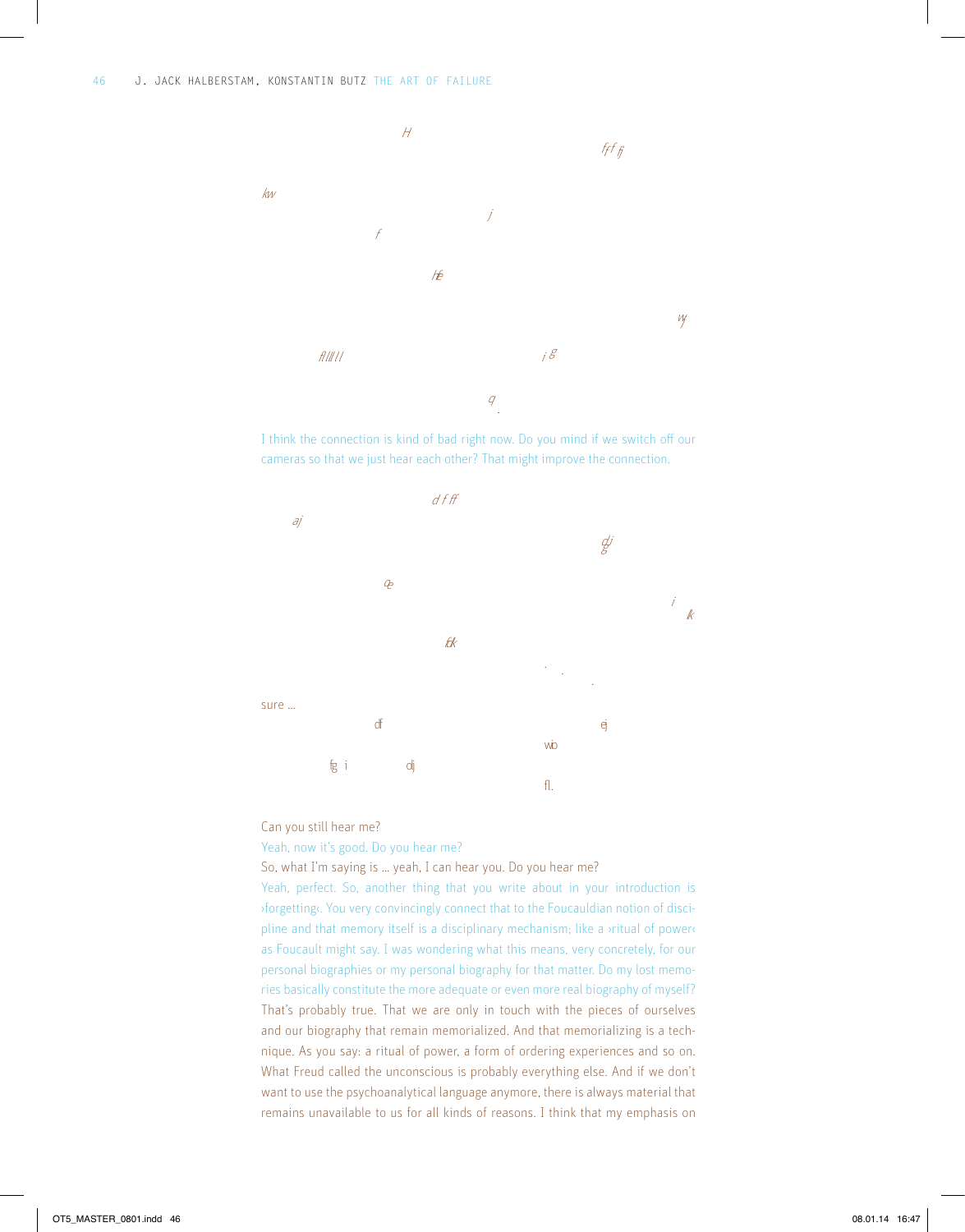I think the connection is kind of bad right now. Do you mind if we switch off our cameras so that we just hear each other? That might improve the connection.

sure …

Can you still hear me?

Yeah, now it's good. Do you hear me?

So, what I'm saying is … yeah, I can hear you. Do you hear me?

Yeah, perfect. So, another thing that you write about in your introduction is ›forgetting‹. You very convincingly connect that to the Foucauldian notion of discipline and that memory itself is a disciplinary mechanism; like a ›ritual of power‹ as Foucault might say. I was wondering what this means, very concretely, for our personal biographies or my personal biography for that matter. Do my lost memories basically constitute the more adequate or even more real biography of myself?

That's probably true. That we are only in touch with the pieces of ourselves and our biography that remain memorialized. And that memorializing is a technique. As you say: a ritual of power, a form of ordering experiences and so on. What Freud called the unconscious is probably everything else. And if we don't want to use the psychoanalytical language anymore, there is always material that remains unavailable to us for all kinds of reasons. I think that my emphasis on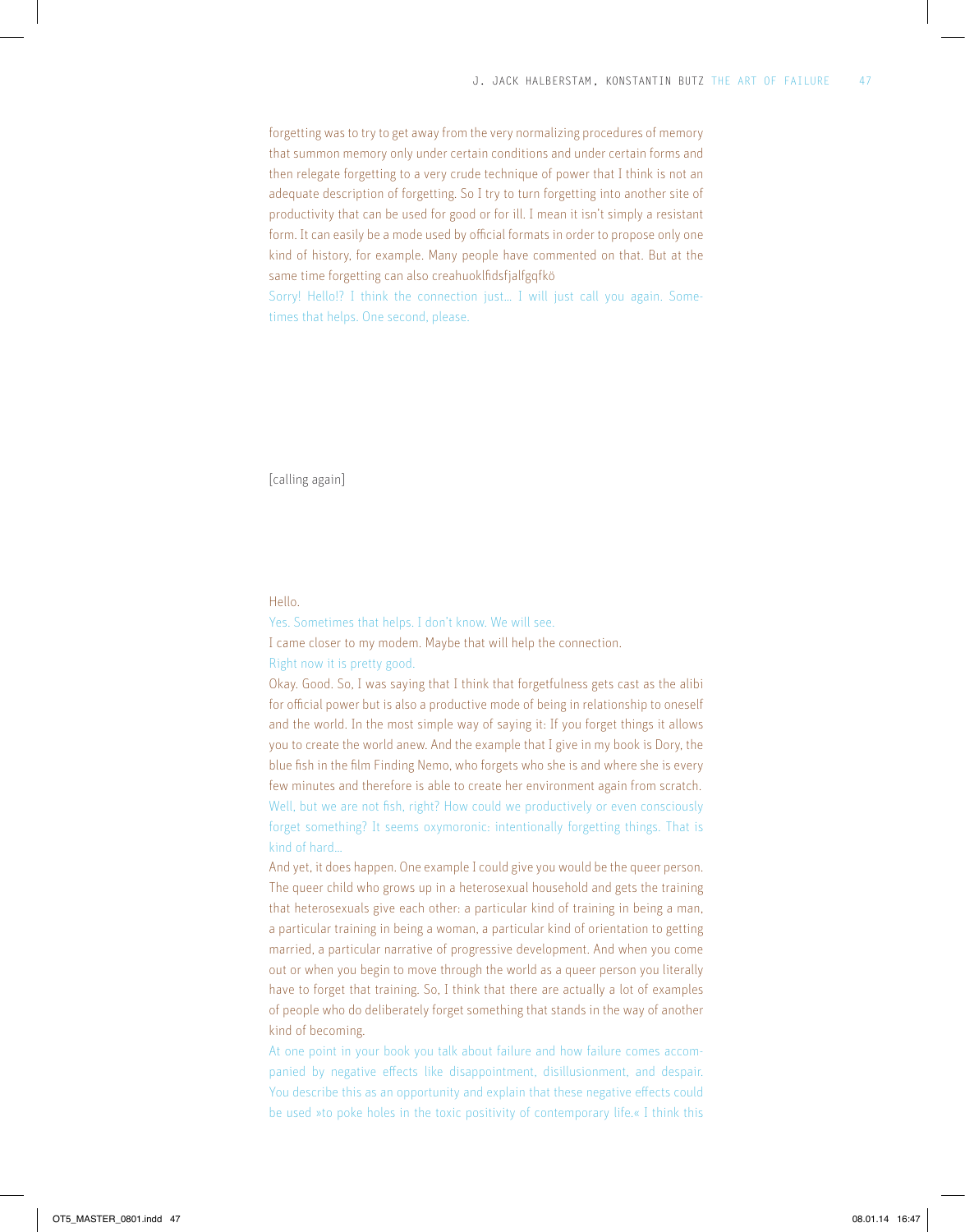forgetting was to try to get away from the very normalizing procedures of memory that summon memory only under certain conditions and under certain forms and then relegate forgetting to a very crude technique of power that I think is not an adequate description of forgetting. So I try to turn forgetting into another site of productivity that can be used for good or for ill. I mean it isn't simply a resistant form. It can easily be a mode used by official formats in order to propose only one kind of history, for example. Many people have commented on that. But at the same time forgetting can also creahuoklfidsfjalfgqfkö

Sorry! Hello!? I think the connection just… I will just call you again. Sometimes that helps. One second, please.

[calling again]

Hello.

Yes. Sometimes that helps. I don't know. We will see.

I came closer to my modem. Maybe that will help the connection.

Right now it is pretty good.

Okay. Good. So, I was saying that I think that forgetfulness gets cast as the alibi for official power but is also a productive mode of being in relationship to oneself and the world. In the most simple way of saying it: If you forget things it allows you to create the world anew. And the example that I give in my book is Dory, the blue fish in the film Finding Nemo, who forgets who she is and where she is every few minutes and therefore is able to create her environment again from scratch.

Well, but we are not fish, right? How could we productively or even consciously forget something? It seems oxymoronic: intentionally forgetting things. That is kind of hard…

And yet, it does happen. One example I could give you would be the queer person. The queer child who grows up in a heterosexual household and gets the training that heterosexuals give each other: a particular kind of training in being a man, a particular training in being a woman, a particular kind of orientation to getting married, a particular narrative of progressive development. And when you come out or when you begin to move through the world as a queer person you literally have to forget that training. So, I think that there are actually a lot of examples of people who do deliberately forget something that stands in the way of another kind of becoming.

At one point in your book you talk about failure and how failure comes accompanied by negative effects like disappointment, disillusionment, and despair. You describe this as an opportunity and explain that these negative effects could be used »to poke holes in the toxic positivity of contemporary life.« I think this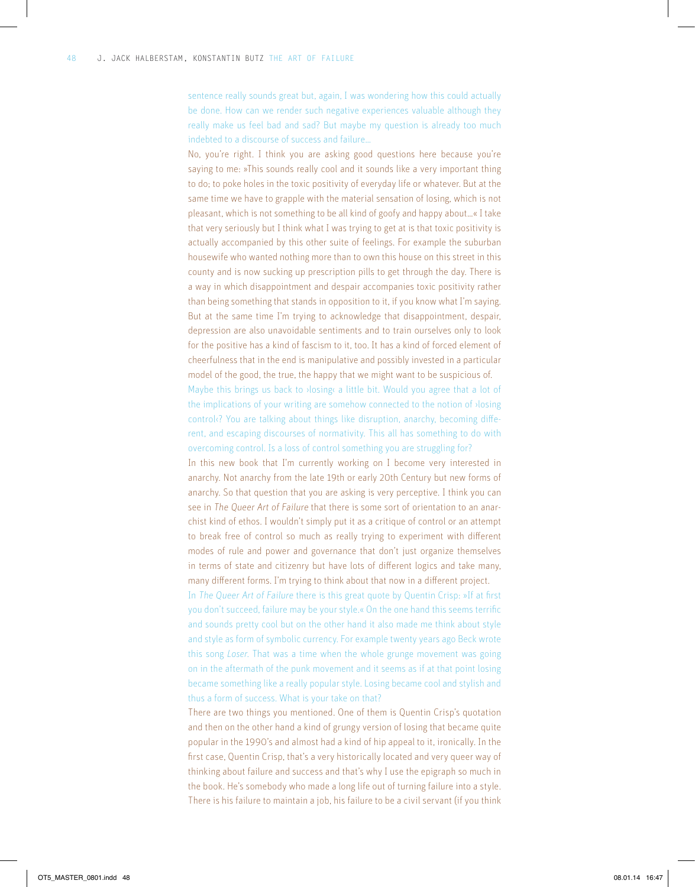sentence really sounds great but, again, I was wondering how this could actually be done. How can we render such negative experiences valuable although they really make us feel bad and sad? But maybe my question is already too much indebted to a discourse of success and failure…

No, you're right. I think you are asking good questions here because you're saying to me: »This sounds really cool and it sounds like a very important thing to do; to poke holes in the toxic positivity of everyday life or whatever. But at the same time we have to grapple with the material sensation of losing, which is not pleasant, which is not something to be all kind of goofy and happy about…« I take that very seriously but I think what I was trying to get at is that toxic positivity is actually accompanied by this other suite of feelings. For example the suburban housewife who wanted nothing more than to own this house on this street in this county and is now sucking up prescription pills to get through the day. There is a way in which disappointment and despair accompanies toxic positivity rather than being something that stands in opposition to it, if you know what I'm saying. But at the same time I'm trying to acknowledge that disappointment, despair, depression are also unavoidable sentiments and to train ourselves only to look for the positive has a kind of fascism to it, too. It has a kind of forced element of cheerfulness that in the end is manipulative and possibly invested in a particular model of the good, the true, the happy that we might want to be suspicious of.

Maybe this brings us back to ›losing‹ a little bit. Would you agree that a lot of the implications of your writing are somehow connected to the notion of ›losing control‹? You are talking about things like disruption, anarchy, becoming different, and escaping discourses of normativity. This all has something to do with overcoming control. Is a loss of control something you are struggling for?

In this new book that I'm currently working on I become very interested in anarchy. Not anarchy from the late 19th or early 20th Century but new forms of anarchy. So that question that you are asking is very perceptive. I think you can see in *The Queer Art of Failure* that there is some sort of orientation to an anarchist kind of ethos. I wouldn't simply put it as a critique of control or an attempt to break free of control so much as really trying to experiment with different modes of rule and power and governance that don't just organize themselves in terms of state and citizenry but have lots of different logics and take many, many different forms. I'm trying to think about that now in a different project.

In *The Queer Art of Failure* there is this great quote by Quentin Crisp: »If at first you don't succeed, failure may be your style.« On the one hand this seems terrific and sounds pretty cool but on the other hand it also made me think about style and style as form of symbolic currency. For example twenty years ago Beck wrote this song *Loser*. That was a time when the whole grunge movement was going on in the aftermath of the punk movement and it seems as if at that point losing became something like a really popular style. Losing became cool and stylish and thus a form of success. What is your take on that?

There are two things you mentioned. One of them is Quentin Crisp's quotation and then on the other hand a kind of grungy version of losing that became quite popular in the 1990's and almost had a kind of hip appeal to it, ironically. In the first case, Quentin Crisp, that's a very historically located and very queer way of thinking about failure and success and that's why I use the epigraph so much in the book. He's somebody who made a long life out of turning failure into a style. There is his failure to maintain a job, his failure to be a civil servant (if you think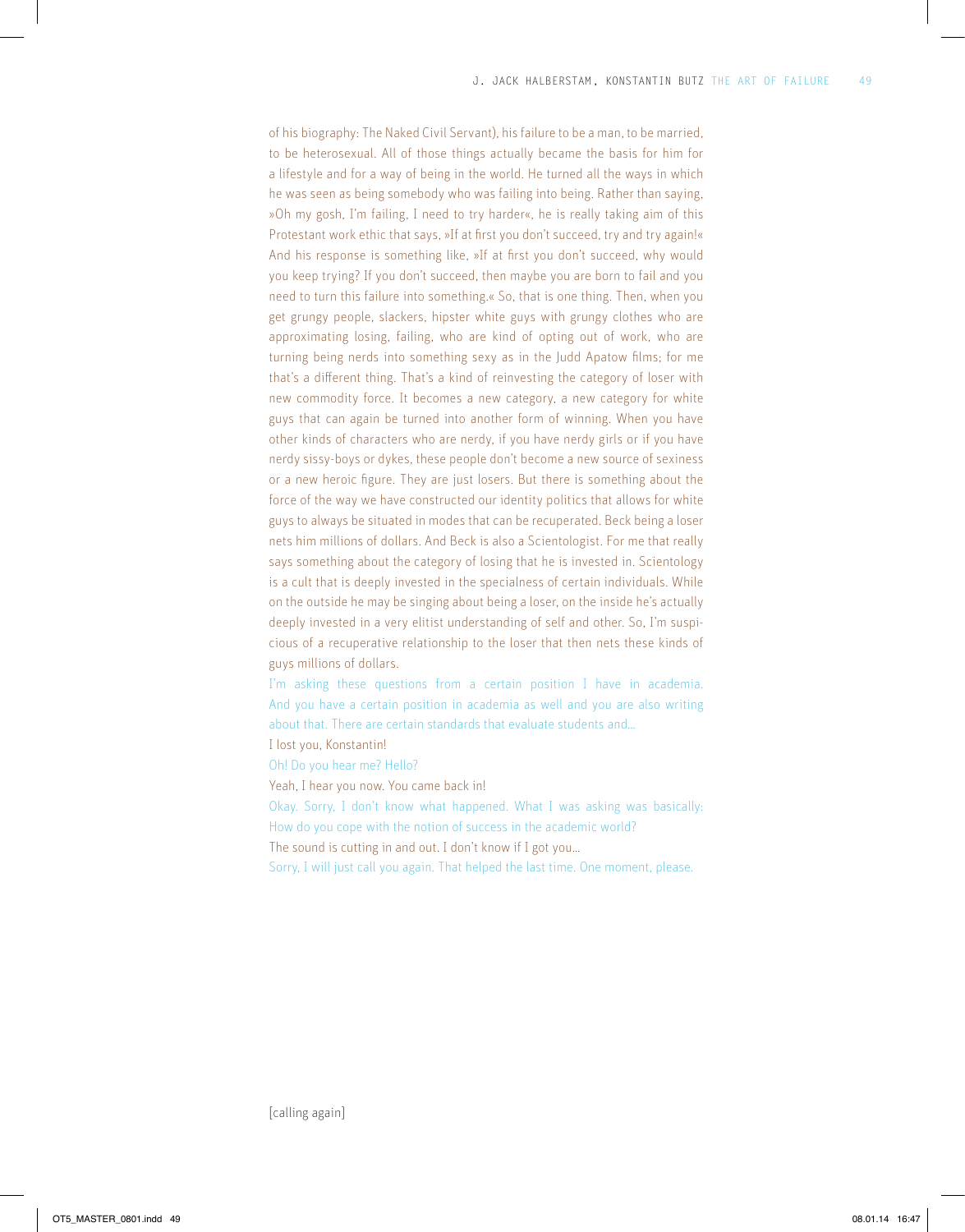of his biography: The Naked Civil Servant), his failure to be a man, to be married, to be heterosexual. All of those things actually became the basis for him for a lifestyle and for a way of being in the world. He turned all the ways in which he was seen as being somebody who was failing into being. Rather than saying, »Oh my gosh, I'm failing, I need to try harder«, he is really taking aim of this Protestant work ethic that says, »If at first you don't succeed, try and try again!« And his response is something like, »If at first you don't succeed, why would you keep trying? If you don't succeed, then maybe you are born to fail and you need to turn this failure into something.« So, that is one thing. Then, when you get grungy people, slackers, hipster white guys with grungy clothes who are approximating losing, failing, who are kind of opting out of work, who are turning being nerds into something sexy as in the Judd Apatow films; for me that's a different thing. That's a kind of reinvesting the category of loser with new commodity force. It becomes a new category, a new category for white guys that can again be turned into another form of winning. When you have other kinds of characters who are nerdy, if you have nerdy girls or if you have nerdy sissy-boys or dykes, these people don't become a new source of sexiness or a new heroic figure. They are just losers. But there is something about the force of the way we have constructed our identity politics that allows for white guys to always be situated in modes that can be recuperated. Beck being a loser nets him millions of dollars. And Beck is also a Scientologist. For me that really says something about the category of losing that he is invested in. Scientology is a cult that is deeply invested in the specialness of certain individuals. While on the outside he may be singing about being a loser, on the inside he's actually deeply invested in a very elitist understanding of self and other. So, I'm suspicious of a recuperative relationship to the loser that then nets these kinds of guys millions of dollars.

I'm asking these questions from a certain position I have in academia. And you have a certain position in academia as well and you are also writing about that. There are certain standards that evaluate students and…

I lost you, Konstantin!

Oh! Do you hear me? Hello?

Yeah, I hear you now. You came back in!

Okay. Sorry, I don't know what happened. What I was asking was basically: How do you cope with the notion of success in the academic world?

The sound is cutting in and out. I don't know if I got you…

Sorry, I will just call you again. That helped the last time. One moment, please.

[calling again]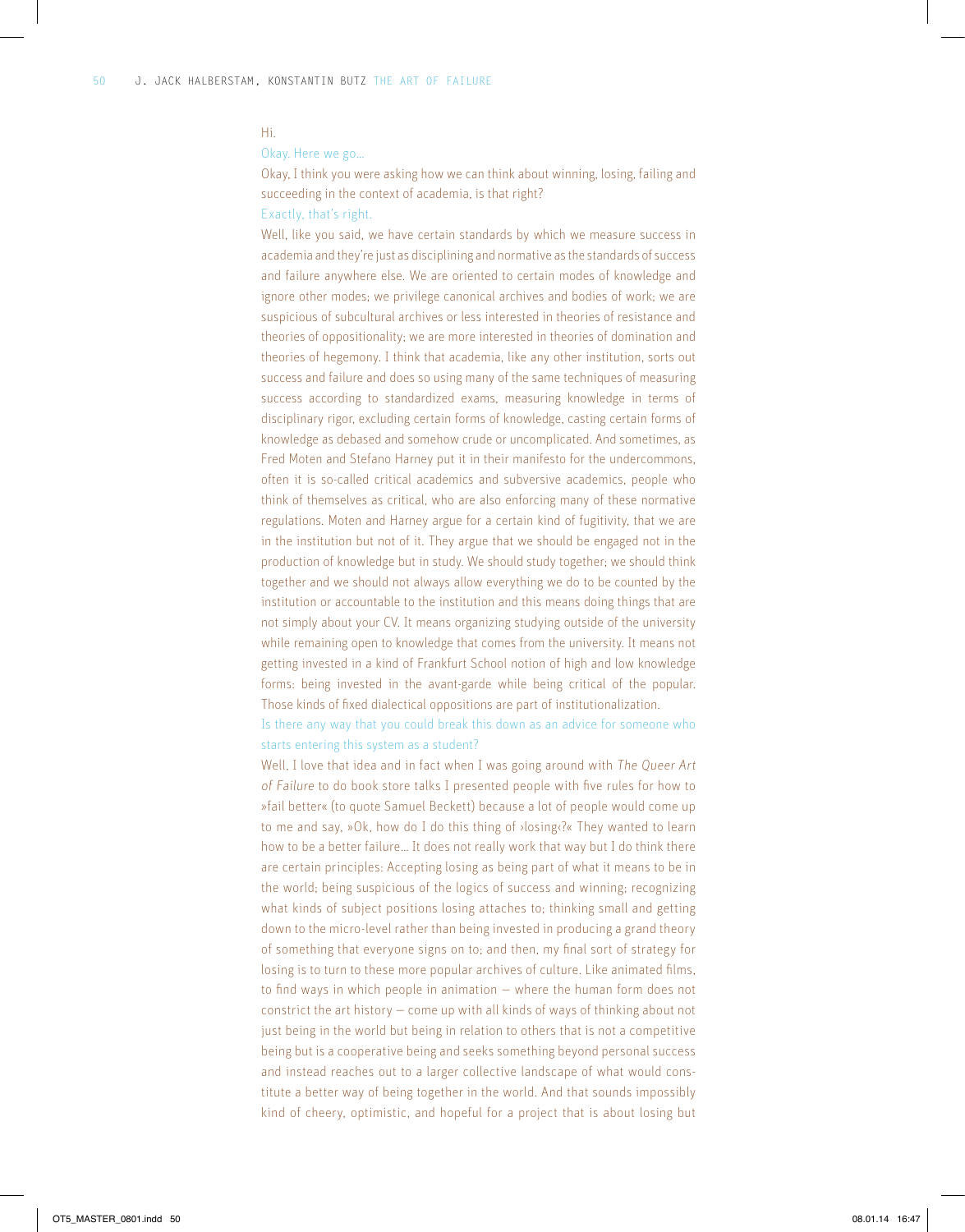Hi.

Okay. Here we go…

Okay, I think you were asking how we can think about winning, losing, failing and succeeding in the context of academia, is that right?

Exactly, that's right.

Well, like you said, we have certain standards by which we measure success in academia and they're just as disciplining and normative as the standards of success and failure anywhere else. We are oriented to certain modes of knowledge and ignore other modes; we privilege canonical archives and bodies of work; we are suspicious of subcultural archives or less interested in theories of resistance and theories of oppositionality; we are more interested in theories of domination and theories of hegemony. I think that academia, like any other institution, sorts out success and failure and does so using many of the same techniques of measuring success according to standardized exams, measuring knowledge in terms of disciplinary rigor, excluding certain forms of knowledge, casting certain forms of knowledge as debased and somehow crude or uncomplicated. And sometimes, as Fred Moten and Stefano Harney put it in their manifesto for the undercommons, often it is so-called critical academics and subversive academics, people who think of themselves as critical, who are also enforcing many of these normative regulations. Moten and Harney argue for a certain kind of fugitivity, that we are in the institution but not of it. They argue that we should be engaged not in the production of knowledge but in study. We should study together; we should think together and we should not always allow everything we do to be counted by the institution or accountable to the institution and this means doing things that are not simply about your CV. It means organizing studying outside of the university while remaining open to knowledge that comes from the university. It means not getting invested in a kind of Frankfurt School notion of high and low knowledge forms: being invested in the avant-garde while being critical of the popular. Those kinds of fixed dialectical oppositions are part of institutionalization.

Is there any way that you could break this down as an advice for someone who starts entering this system as a student?

Well, I love that idea and in fact when I was going around with *The Queer Art of Failure* to do book store talks I presented people with five rules for how to »fail better« (to quote Samuel Beckett) because a lot of people would come up to me and say, »Ok, how do I do this thing of ›losing‹?« They wanted to learn how to be a better failure… It does not really work that way but I do think there are certain principles: Accepting losing as being part of what it means to be in the world; being suspicious of the logics of success and winning; recognizing what kinds of subject positions losing attaches to; thinking small and getting down to the micro-level rather than being invested in producing a grand theory of something that everyone signs on to; and then, my final sort of strategy for losing is to turn to these more popular archives of culture. Like animated films, to find ways in which people in animation – where the human form does not constrict the art history – come up with all kinds of ways of thinking about not just being in the world but being in relation to others that is not a competitive being but is a cooperative being and seeks something beyond personal success and instead reaches out to a larger collective landscape of what would constitute a better way of being together in the world. And that sounds impossibly kind of cheery, optimistic, and hopeful for a project that is about losing but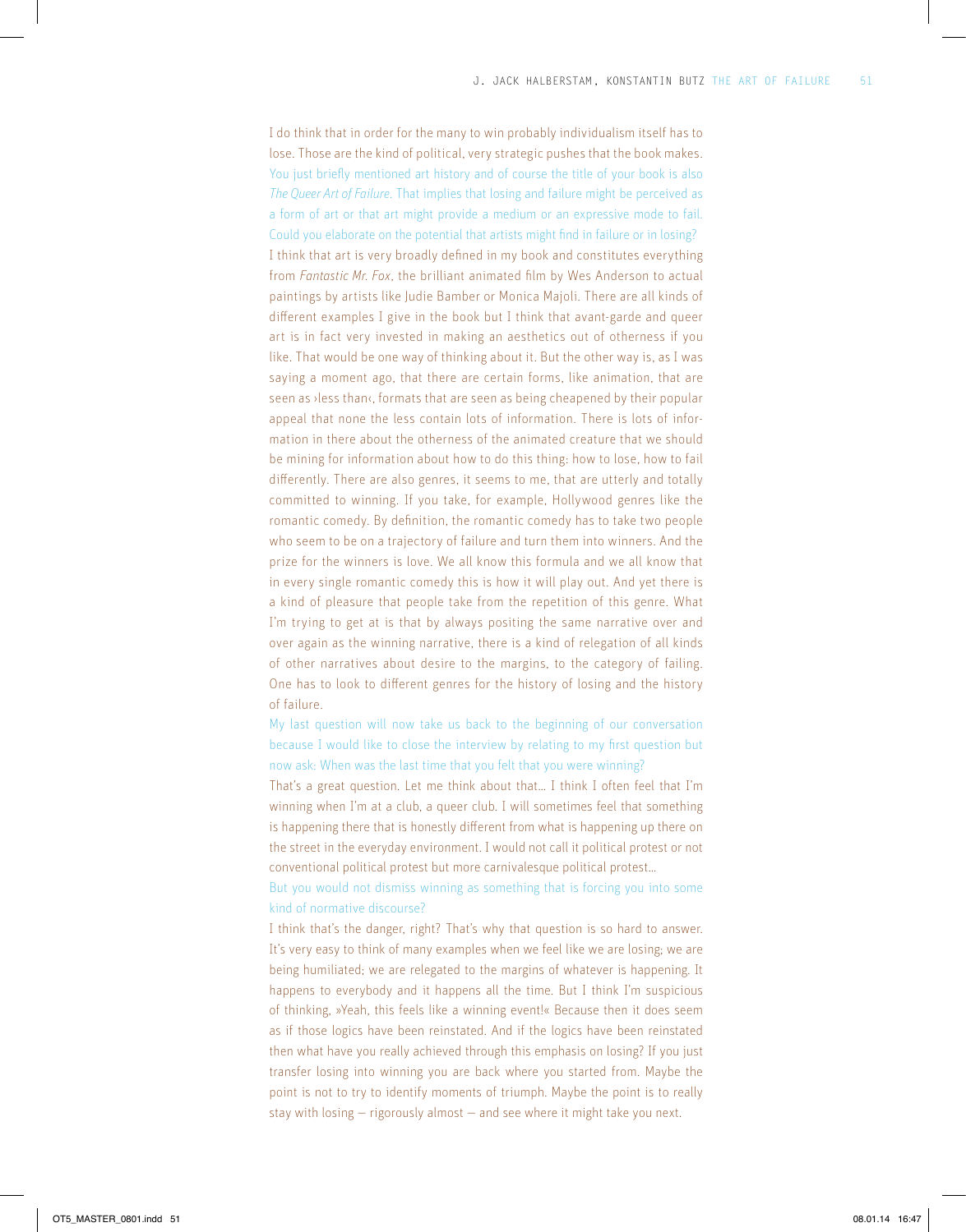I do think that in order for the many to win probably individualism itself has to lose. Those are the kind of political, very strategic pushes that the book makes.

You just briefly mentioned art history and of course the title of your book is also *The Queer Art of Failure*. That implies that losing and failure might be perceived as a form of art or that art might provide a medium or an expressive mode to fail. Could you elaborate on the potential that artists might find in failure or in losing?

I think that art is very broadly defined in my book and constitutes everything from *Fantastic Mr. Fox*, the brilliant animated film by Wes Anderson to actual paintings by artists like Judie Bamber or Monica Majoli. There are all kinds of different examples I give in the book but I think that avant-garde and queer art is in fact very invested in making an aesthetics out of otherness if you like. That would be one way of thinking about it. But the other way is, as I was saying a moment ago, that there are certain forms, like animation, that are seen as ›less than‹, formats that are seen as being cheapened by their popular appeal that none the less contain lots of information. There is lots of information in there about the otherness of the animated creature that we should be mining for information about how to do this thing: how to lose, how to fail differently. There are also genres, it seems to me, that are utterly and totally committed to winning. If you take, for example, Hollywood genres like the romantic comedy. By definition, the romantic comedy has to take two people who seem to be on a trajectory of failure and turn them into winners. And the prize for the winners is love. We all know this formula and we all know that in every single romantic comedy this is how it will play out. And yet there is a kind of pleasure that people take from the repetition of this genre. What I'm trying to get at is that by always positing the same narrative over and over again as the winning narrative, there is a kind of relegation of all kinds of other narratives about desire to the margins, to the category of failing. One has to look to different genres for the history of losing and the history of failure.

My last question will now take us back to the beginning of our conversation because I would like to close the interview by relating to my first question but now ask: When was the last time that you felt that you were winning?

That's a great question. Let me think about that… I think I often feel that I'm winning when I'm at a club, a queer club. I will sometimes feel that something is happening there that is honestly different from what is happening up there on the street in the everyday environment. I would not call it political protest or not conventional political protest but more carnivalesque political protest…

But you would not dismiss winning as something that is forcing you into some kind of normative discourse?

I think that's the danger, right? That's why that question is so hard to answer. It's very easy to think of many examples when we feel like we are losing; we are being humiliated; we are relegated to the margins of whatever is happening. It happens to everybody and it happens all the time. But I think I'm suspicious of thinking, »Yeah, this feels like a winning event!« Because then it does seem as if those logics have been reinstated. And if the logics have been reinstated then what have you really achieved through this emphasis on losing? If you just transfer losing into winning you are back where you started from. Maybe the point is not to try to identify moments of triumph. Maybe the point is to really stay with losing – rigorously almost – and see where it might take you next.